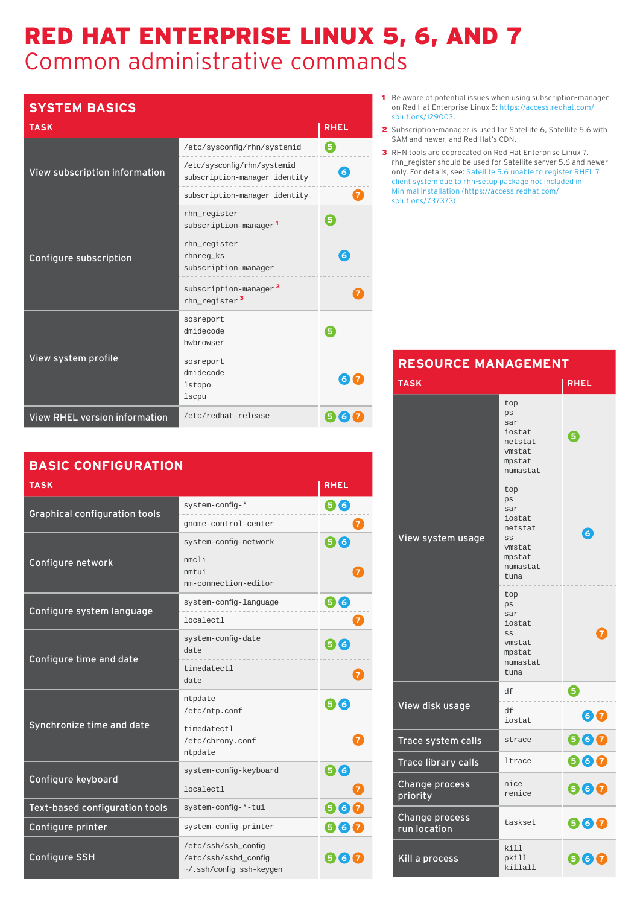# RED HAT ENTERPRISE LINUX 5, 6, AND 7

## Common administrative commands

## SYSTEM BASICS

| TASK | | RHEL |
|---|---|---|
| View subscription information | /etc/sysconfig/rhn/systemid | 5 |
| | /etc/sysconfig/rhn/systemid<br>subscription-manager identity | 6 |
| | subscription-manager identity | 7 |
| Configure subscription | rhn_register<br>subscription-manager [1] | 5 |
| | rhn_register<br>rhnreg_ks<br>subscription-manager | 6 |
| | subscription-manager [2]<br>rhn_register [3] | 7 |
| View system profile | sosreport<br>dmidecode<br>hwbrowser | 5 |
| | sosreport<br>dmidecode<br>lstopo<br>lscpu | 6 7 |
| View RHEL version information | /etc/redhat-release | 5 6 7 |

1. Be aware of potential issues when using subscription-manager on Red Hat Enterprise Linux 5: https://access.redhat.com/solutions/129003.
2. Subscription-manager is used for Satellite 6, Satellite 5.6 with SAM and newer, and Red Hat's CDN.
3. RHN tools are deprecated on Red Hat Enterprise Linux 7. rhn_register should be used for Satellite server 5.6 and newer only. For details, see: Satellite 5.6 unable to register RHEL 7 client system due to rhn-setup package not included in Minimal installation (https://access.redhat.com/solutions/737373)

## BASIC CONFIGURATION

| TASK | | RHEL |
|---|---|---|
| Graphical configuration tools | system-config-* | 5 6 |
| | gnome-control-center | 7 |
| Configure network | system-config-network | 5 6 |
| | nmcli<br>nmtui<br>nm-connection-editor | 7 |
| Configure system language | system-config-language | 5 6 |
| | localectl | 7 |
| Configure time and date | system-config-date<br>date | 5 6 |
| | timedatectl<br>date | 7 |
| Synchronize time and date | ntpdate<br>/etc/ntp.conf | 5 6 |
| | timedatectl<br>/etc/chrony.conf<br>ntpdate | 7 |
| Configure keyboard | system-config-keyboard | 5 6 |
| | localectl | 7 |
| Text-based configuration tools | system-config-*-tui | 5 6 7 |
| Configure printer | system-config-printer | 5 6 7 |
| Configure SSH | /etc/ssh/ssh_config<br>/etc/ssh/sshd_config<br>~/.ssh/config ssh-keygen | 5 6 7 |

## RESOURCE MANAGEMENT

| TASK | | RHEL |
|---|---|---|
| View system usage | top<br>ps<br>sar<br>iostat<br>netstat<br>vmstat<br>mpstat<br>numastat | 5 |
| | top<br>ps<br>sar<br>iostat<br>netstat<br>ss<br>vmstat<br>mpstat<br>numastat<br>tuna | 6 |
| | top<br>ps<br>sar<br>iostat<br>ss<br>vmstat<br>mpstat<br>numastat<br>tuna | 7 |
| View disk usage | df | 5 |
| | df<br>iostat | 6 7 |
| Trace system calls | strace | 5 6 7 |
| Trace library calls | ltrace | 5 6 7 |
| Change process priority | nice<br>renice | 5 6 7 |
| Change process run location | taskset | 5 6 7 |
| Kill a process | kill<br>pkill<br>killall | 5 6 7 |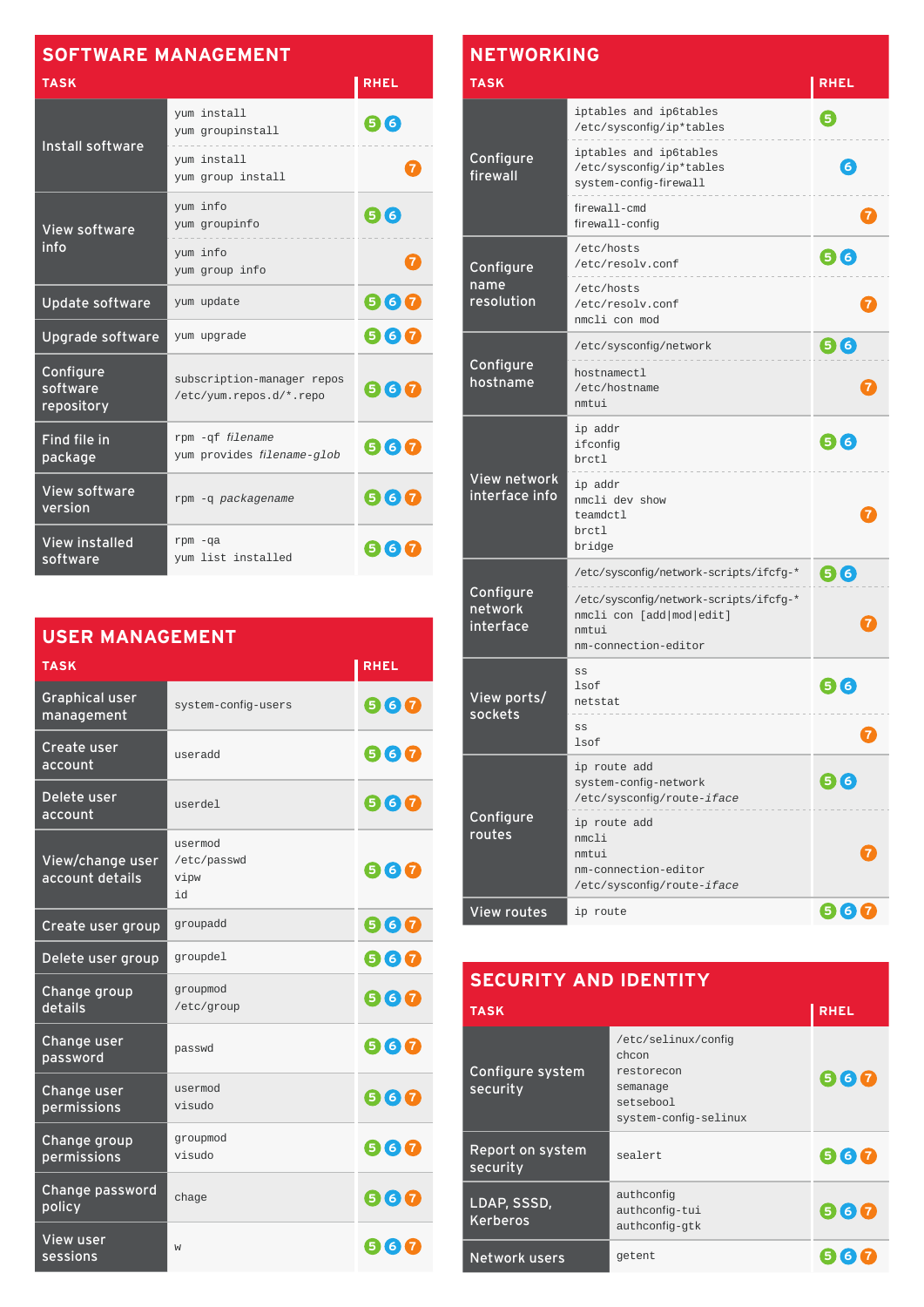## SOFTWARE MANAGEMENT

| TASK | | RHEL |
|---|---|---|
| Install software | yum install<br>yum groupinstall | 5 6 |
| | yum install<br>yum group install | 7 |
| View software info | yum info<br>yum groupinfo | 5 6 |
| | yum info<br>yum group info | 7 |
| Update software | yum update | 5 6 7 |
| Upgrade software | yum upgrade | 5 6 7 |
| Configure software repository | subscription-manager repos<br>/etc/yum.repos.d/*.repo | 5 6 7 |
| Find file in package | rpm -qf *filename*<br>yum provides *filename-glob* | 5 6 7 |
| View software version | rpm -q *packagename* | 5 6 7 |
| View installed software | rpm -qa<br>yum list installed | 5 6 7 |

## USER MANAGEMENT

| TASK | | RHEL |
|---|---|---|
| Graphical user management | system-config-users | 5 6 7 |
| Create user account | useradd | 5 6 7 |
| Delete user account | userdel | 5 6 7 |
| View/change user account details | usermod<br>/etc/passwd<br>vipw<br>id | 5 6 7 |
| Create user group | groupadd | 5 6 7 |
| Delete user group | groupdel | 5 6 7 |
| Change group details | groupmod<br>/etc/group | 5 6 7 |
| Change user password | passwd | 5 6 7 |
| Change user permissions | usermod<br>visudo | 5 6 7 |
| Change group permissions | groupmod<br>visudo | 5 6 7 |
| Change password policy | chage | 5 6 7 |
| View user sessions | w | 5 6 7 |

## NETWORKING

| TASK | | RHEL |
|---|---|---|
| Configure firewall | iptables and ip6tables<br>/etc/sysconfig/ip*tables | 5 |
| | iptables and ip6tables<br>/etc/sysconfig/ip*tables<br>system-config-firewall | 6 |
| | firewall-cmd<br>firewall-config | 7 |
| Configure name resolution | /etc/hosts<br>/etc/resolv.conf | 5 6 |
| | /etc/hosts<br>/etc/resolv.conf<br>nmcli con mod | 7 |
| Configure hostname | /etc/sysconfig/network | 5 6 |
| | hostnamectl<br>/etc/hostname<br>nmtui | 7 |
| View network interface info | ip addr<br>ifconfig<br>brctl | 5 6 |
| | ip addr<br>nmcli dev show<br>teamdctl<br>brctl<br>bridge | 7 |
| Configure network interface | /etc/sysconfig/network-scripts/ifcfg-* | 5 6 |
| | /etc/sysconfig/network-scripts/ifcfg-*<br>nmcli con [add\|mod\|edit]<br>nmtui<br>nm-connection-editor | 7 |
| View ports/ sockets | ss<br>lsof<br>netstat | 5 6 |
| | ss<br>lsof | 7 |
| Configure routes | ip route add<br>system-config-network<br>/etc/sysconfig/route-*iface* | 5 6 |
| | ip route add<br>nmcli<br>nmtui<br>nm-connection-editor<br>/etc/sysconfig/route-*iface* | 7 |
| View routes | ip route | 5 6 7 |

## SECURITY AND IDENTITY

| TASK | | RHEL |
|---|---|---|
| Configure system security | /etc/selinux/config<br>chcon<br>restorecon<br>semanage<br>setsebool<br>system-config-selinux | 5 6 7 |
| Report on system security | sealert | 5 6 7 |
| LDAP, SSSD, Kerberos | authconfig<br>authconfig-tui<br>authconfig-gtk | 5 6 7 |
| Network users | getent | 5 6 7 |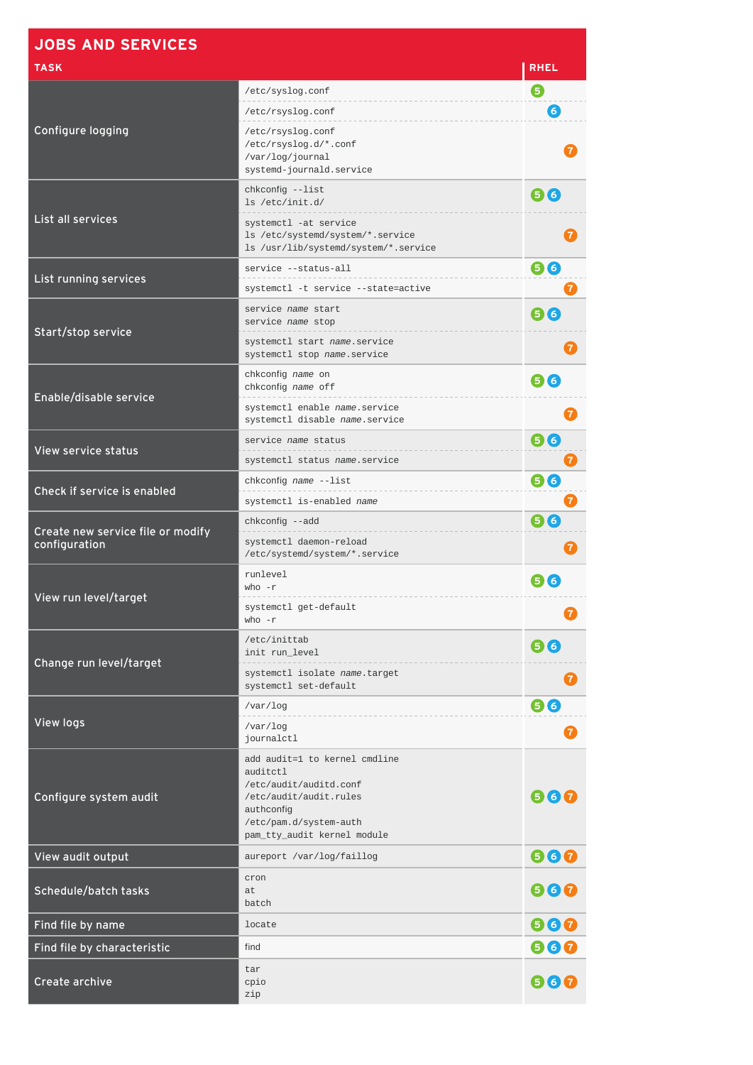## JOBS AND SERVICES

| TASK | | RHEL |
|---|---|---|
| Configure logging | /etc/syslog.conf | 5 |
| | /etc/rsyslog.conf | 6 |
| | /etc/rsyslog.conf<br>/etc/rsyslog.d/*.conf<br>/var/log/journal<br>systemd-journald.service | 7 |
| List all services | chkconfig --list<br>ls /etc/init.d/ | 5 6 |
| | systemctl -at service<br>ls /etc/systemd/system/*.service<br>ls /usr/lib/systemd/system/*.service | 7 |
| List running services | service --status-all | 5 6 |
| | systemctl -t service --state=active | 7 |
| Start/stop service | service *name* start<br>service *name* stop | 5 6 |
| | systemctl start *name*.service<br>systemctl stop *name*.service | 7 |
| Enable/disable service | chkconfig *name* on<br>chkconfig *name* off | 5 6 |
| | systemctl enable *name*.service<br>systemctl disable *name*.service | 7 |
| View service status | service *name* status | 5 6 |
| | systemctl status *name*.service | 7 |
| Check if service is enabled | chkconfig *name* --list | 5 6 |
| | systemctl is-enabled *name* | 7 |
| Create new service file or modify configuration | chkconfig --add | 5 6 |
| | systemctl daemon-reload<br>/etc/systemd/system/*.service | 7 |
| View run level/target | runlevel<br>who -r | 5 6 |
| | systemctl get-default<br>who -r | 7 |
| Change run level/target | /etc/inittab<br>init run_level | 5 6 |
| | systemctl isolate *name*.target<br>systemctl set-default | 7 |
| View logs | /var/log | 5 6 |
| | /var/log<br>journalctl | 7 |
| Configure system audit | add audit=1 to kernel cmdline<br>auditctl<br>/etc/audit/auditd.conf<br>/etc/audit/audit.rules<br>authconfig<br>/etc/pam.d/system-auth<br>pam_tty_audit kernel module | 5 6 7 |
| View audit output | aureport /var/log/faillog | 5 6 7 |
| Schedule/batch tasks | cron<br>at<br>batch | 5 6 7 |
| Find file by name | locate | 5 6 7 |
| Find file by characteristic | find | 5 6 7 |
| Create archive | tar<br>cpio<br>zip | 5 6 7 |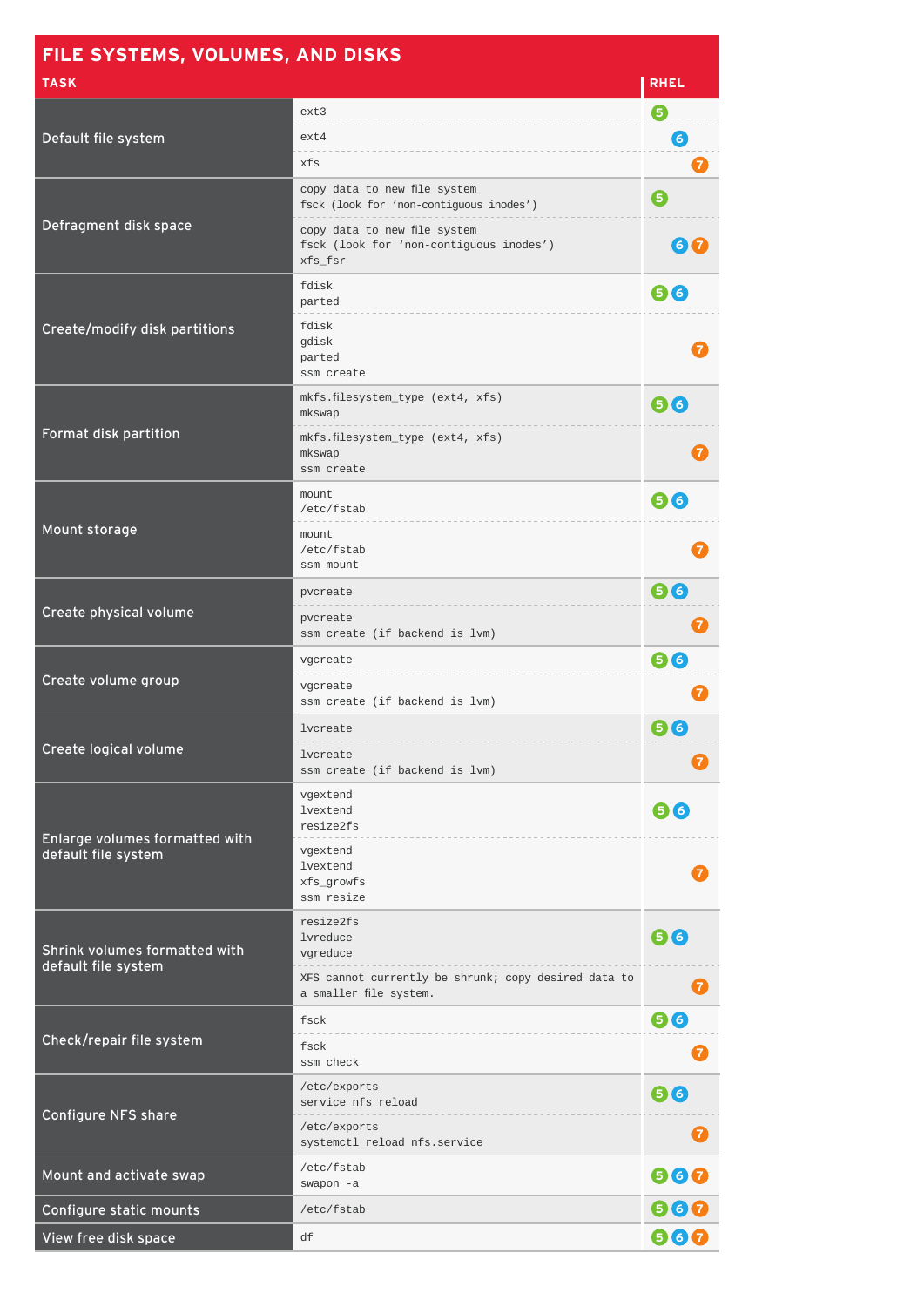## FILE SYSTEMS, VOLUMES, AND DISKS

| TASK | | RHEL |
|---|---|---|
| Default file system | ext3 | 5 |
| | ext4 | 6 |
| | xfs | 7 |
| Defragment disk space | copy data to new file system<br>fsck (look for 'non-contiguous inodes') | 5 |
| | copy data to new file system<br>fsck (look for 'non-contiguous inodes')<br>xfs_fsr | 6 7 |
| Create/modify disk partitions | fdisk<br>parted | 5 6 |
| | fdisk<br>gdisk<br>parted<br>ssm create | 7 |
| Format disk partition | mkfs.filesystem_type (ext4, xfs)<br>mkswap | 5 6 |
| | mkfs.filesystem_type (ext4, xfs)<br>mkswap<br>ssm create | 7 |
| Mount storage | mount<br>/etc/fstab | 5 6 |
| | mount<br>/etc/fstab<br>ssm mount | 7 |
| Create physical volume | pvcreate | 5 6 |
| | pvcreate<br>ssm create (if backend is lvm) | 7 |
| Create volume group | vgcreate | 5 6 |
| | vgcreate<br>ssm create (if backend is lvm) | 7 |
| Create logical volume | lvcreate | 5 6 |
| | lvcreate<br>ssm create (if backend is lvm) | 7 |
| Enlarge volumes formatted with default file system | vgextend<br>lvextend<br>resize2fs | 5 6 |
| | vgextend<br>lvextend<br>xfs_growfs<br>ssm resize | 7 |
| Shrink volumes formatted with default file system | resize2fs<br>lvreduce<br>vgreduce | 5 6 |
| | XFS cannot currently be shrunk; copy desired data to a smaller file system. | 7 |
| Check/repair file system | fsck | 5 6 |
| | fsck<br>ssm check | 7 |
| Configure NFS share | /etc/exports<br>service nfs reload | 5 6 |
| | /etc/exports<br>systemctl reload nfs.service | 7 |
| Mount and activate swap | /etc/fstab<br>swapon -a | 5 6 7 |
| Configure static mounts | /etc/fstab | 5 6 7 |
| View free disk space | df | 5 6 7 |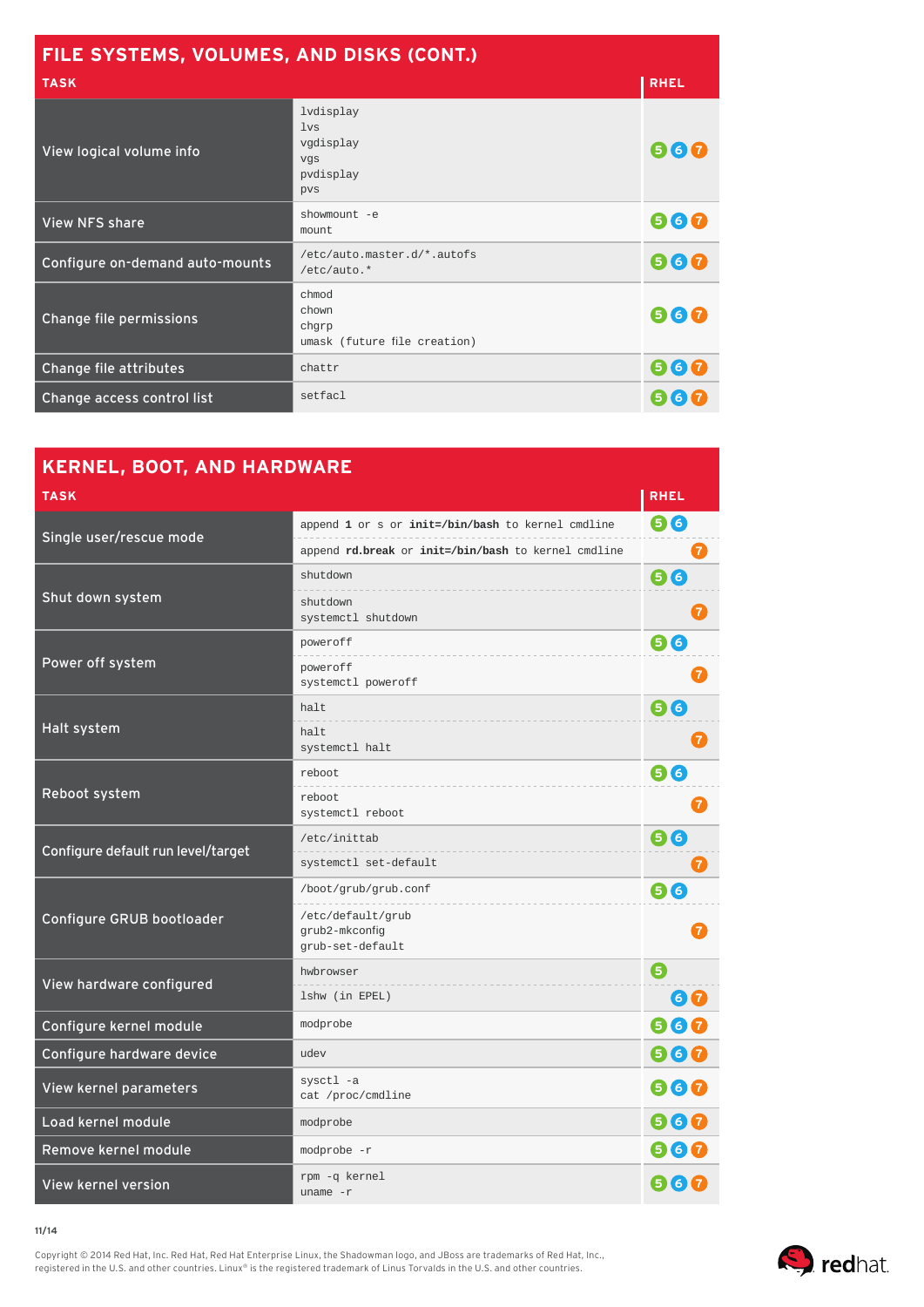## FILE SYSTEMS, VOLUMES, AND DISKS (CONT.)

| TASK | | RHEL |
|---|---|---|
| View logical volume info | lvdisplay<br>lvs<br>vgdisplay<br>vgs<br>pvdisplay<br>pvs | 5 6 7 |
| View NFS share | showmount -e<br>mount | 5 6 7 |
| Configure on-demand auto-mounts | /etc/auto.master.d/*.autofs<br>/etc/auto.* | 5 6 7 |
| Change file permissions | chmod<br>chown<br>chgrp<br>umask (future file creation) | 5 6 7 |
| Change file attributes | chattr | 5 6 7 |
| Change access control list | setfacl | 5 6 7 |

## KERNEL, BOOT, AND HARDWARE

| TASK | | RHEL |
|---|---|---|
| Single user/rescue mode | append **1** or s or **init=/bin/bash** to kernel cmdline | 5 6 |
| | append **rd.break** or **init=/bin/bash** to kernel cmdline | 7 |
| Shut down system | shutdown | 5 6 |
| | shutdown<br>systemctl shutdown | 7 |
| Power off system | poweroff | 5 6 |
| | poweroff<br>systemctl poweroff | 7 |
| Halt system | halt | 5 6 |
| | halt<br>systemctl halt | 7 |
| Reboot system | reboot | 5 6 |
| | reboot<br>systemctl reboot | 7 |
| Configure default run level/target | /etc/inittab | 5 6 |
| | systemctl set-default | 7 |
| Configure GRUB bootloader | /boot/grub/grub.conf | 5 6 |
| | /etc/default/grub<br>grub2-mkconfig<br>grub-set-default | 7 |
| View hardware configured | hwbrowser | 5 |
| | lshw (in EPEL) | 6 7 |
| Configure kernel module | modprobe | 5 6 7 |
| Configure hardware device | udev | 5 6 7 |
| View kernel parameters | sysctl -a<br>cat /proc/cmdline | 5 6 7 |
| Load kernel module | modprobe | 5 6 7 |
| Remove kernel module | modprobe -r | 5 6 7 |
| View kernel version | rpm -q kernel<br>uname -r | 5 6 7 |

Copyright © 2014 Red Hat, Inc. Red Hat, Red Hat Enterprise Linux, the Shadowman logo, and JBoss are trademarks of Red Hat, Inc., registered in the U.S. and other countries. Linux® is the registered trademark of Linus Torvalds in the U.S. and other countries.

redhat.